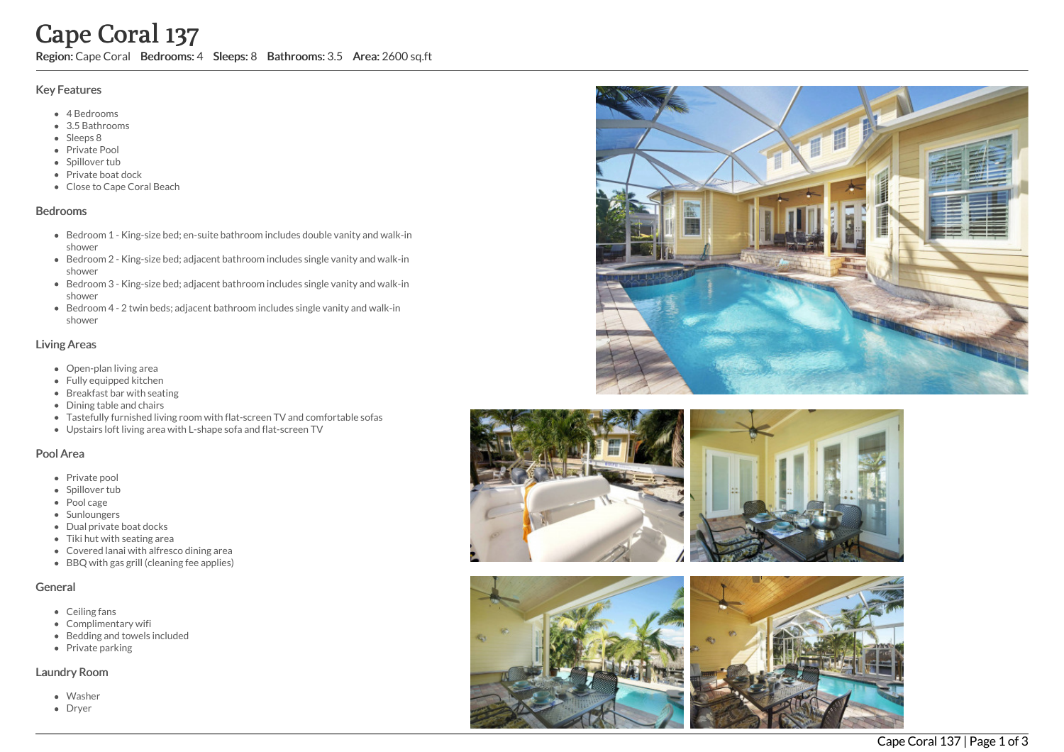# Cape Coral 137

**Region:** Cape Coral **Bedrooms:** 4 **Sleeps:** 8 **Bathrooms:** 3.5 **Area:** 2600 sq.ft

## Key Features

- 4 Bedrooms
- 3.5 Bathrooms
- Sleeps 8
- Private Pool
- Spillover tub
- Private boat dock
- Close to Cape Coral Beach

## Bedrooms

- Bedroom 1 - King-size bed; en-suite bathroom includes double vanity and walk-in shower
- Bedroom 2 - King-size bed; adjacent bathroom includes single vanity and walk-in shower
- Bedroom 3 - King-size bed; adjacent bathroom includes single vanity and walk-in shower
- Bedroom 4 - 2 twin beds; adjacent bathroom includes single vanity and walk-in shower

## Living Areas

- Open-plan living area
- Fully equipped kitchen
- Breakfast bar with seating
- Dining table and chairs
- Tastefully furnished living room with flat-screen TV and comfortable sofas
- Upstairs loft living area with L-shape sofa and flat-screen TV

## Pool Area

- Private pool
- Spillover tub
- Pool cage
- Sunloungers
- Dual private boat docks
- Tiki hut with seating area
- Covered lanai with alfresco dining area
- BBQ with gas grill (cleaning fee applies)

## General

- Ceiling fans
- Complimentary wifi
- Bedding and towels included
- Private parking

## Laundry Room

- Washer
- Dryer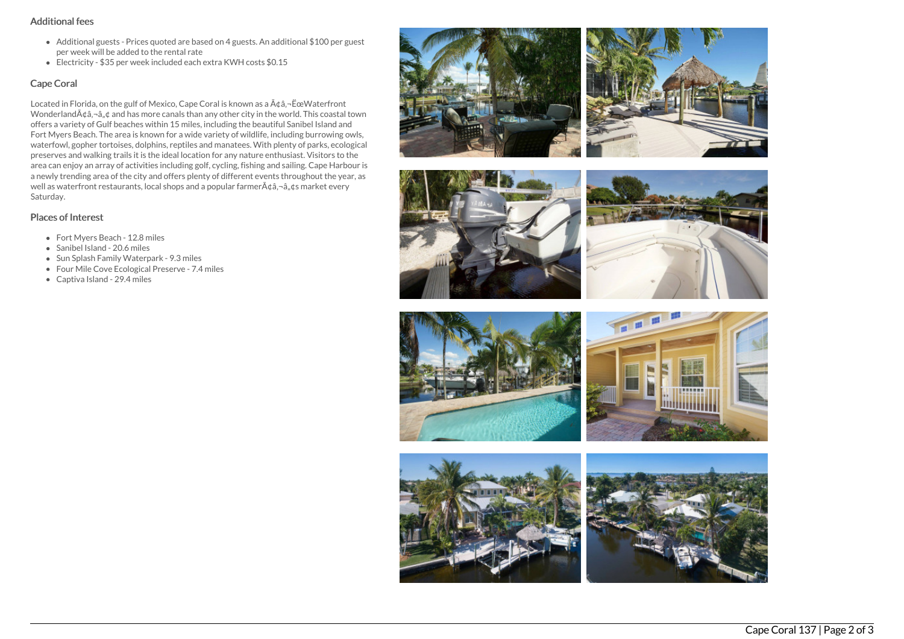## Additional fees

- Additional guests - Prices quoted are based on 4 guests. An additional $100 per guest per week will be added to the rental rate
- Electricity - $35 per week included each extra KWH costs $0.15

## Cape Coral

Located in Florida, on the gulf of Mexico, Cape Coral is known as a Ã¢â‚¬ËœWaterfront WonderlandÃ¢â‚¬â„¢ and has more canals than any other city in the world. This coastal town offers a variety of Gulf beaches within 15 miles, including the beautiful Sanibel Island and Fort Myers Beach. The area is known for a wide variety of wildlife, including burrowing owls, waterfowl, gopher tortoises, dolphins, reptiles and manatees. With plenty of parks, ecological preserves and walking trails it is the ideal location for any nature enthusiast. Visitors to the area can enjoy an array of activities including golf, cycling, fishing and sailing. Cape Harbour is a newly trending area of the city and offers plenty of different events throughout the year, as well as waterfront restaurants, local shops and a popular farmerÃ¢â‚¬â„¢s market every Saturday.

## Places of Interest

- Fort Myers Beach - 12.8 miles
- Sanibel Island - 20.6 miles
- Sun Splash Family Waterpark - 9.3 miles
- Four Mile Cove Ecological Preserve - 7.4 miles
- Captiva Island - 29.4 miles